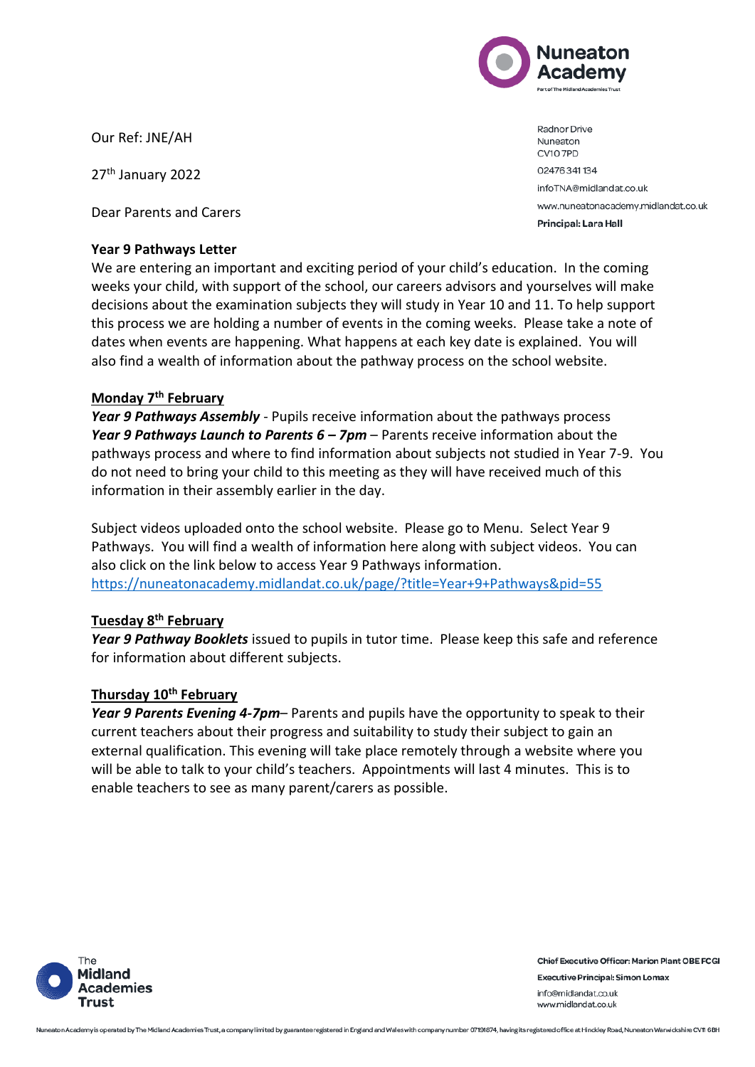Nuneaton Academy
Part of The Midland Academies Trust

Our Ref: JNE/AH

27th January 2022

Dear Parents and Carers

Radnor Drive
Nuneaton
CV10 7PD
02476 341 134
infoTNA@midlandat.co.uk
www.nuneatonacademy.midlandat.co.uk
**Principal: Lara Hall**

**Year 9 Pathways Letter**

We are entering an important and exciting period of your child's education. In the coming weeks your child, with support of the school, our careers advisors and yourselves will make decisions about the examination subjects they will study in Year 10 and 11. To help support this process we are holding a number of events in the coming weeks. Please take a note of dates when events are happening. What happens at each key date is explained. You will also find a wealth of information about the pathway process on the school website.

**Monday 7th February**

***Year 9 Pathways Assembly*** - Pupils receive information about the pathways process

***Year 9 Pathways Launch to Parents 6 – 7pm*** – Parents receive information about the pathways process and where to find information about subjects not studied in Year 7-9. You do not need to bring your child to this meeting as they will have received much of this information in their assembly earlier in the day.

Subject videos uploaded onto the school website. Please go to Menu. Select Year 9 Pathways. You will find a wealth of information here along with subject videos. You can also click on the link below to access Year 9 Pathways information.
https://nuneatonacademy.midlandat.co.uk/page/?title=Year+9+Pathways&pid=55

**Tuesday 8th February**

***Year 9 Pathway Booklets*** issued to pupils in tutor time. Please keep this safe and reference for information about different subjects.

**Thursday 10th February**

***Year 9 Parents Evening 4-7pm***– Parents and pupils have the opportunity to speak to their current teachers about their progress and suitability to study their subject to gain an external qualification. This evening will take place remotely through a website where you will be able to talk to your child's teachers. Appointments will last 4 minutes. This is to enable teachers to see as many parent/carers as possible.

The Midland Academies Trust

**Chief Executive Officer: Marion Plant OBE FCGI**
**Executive Principal: Simon Lomax**
info@midlandat.co.uk
www.midlandat.co.uk

Nuneaton Academy is operated by The Midland Academies Trust, a company limited by guarantee registered in England and Wales with company number 07191674, having its registered office at Hinckley Road, Nuneaton Warwickshire CV11 6BH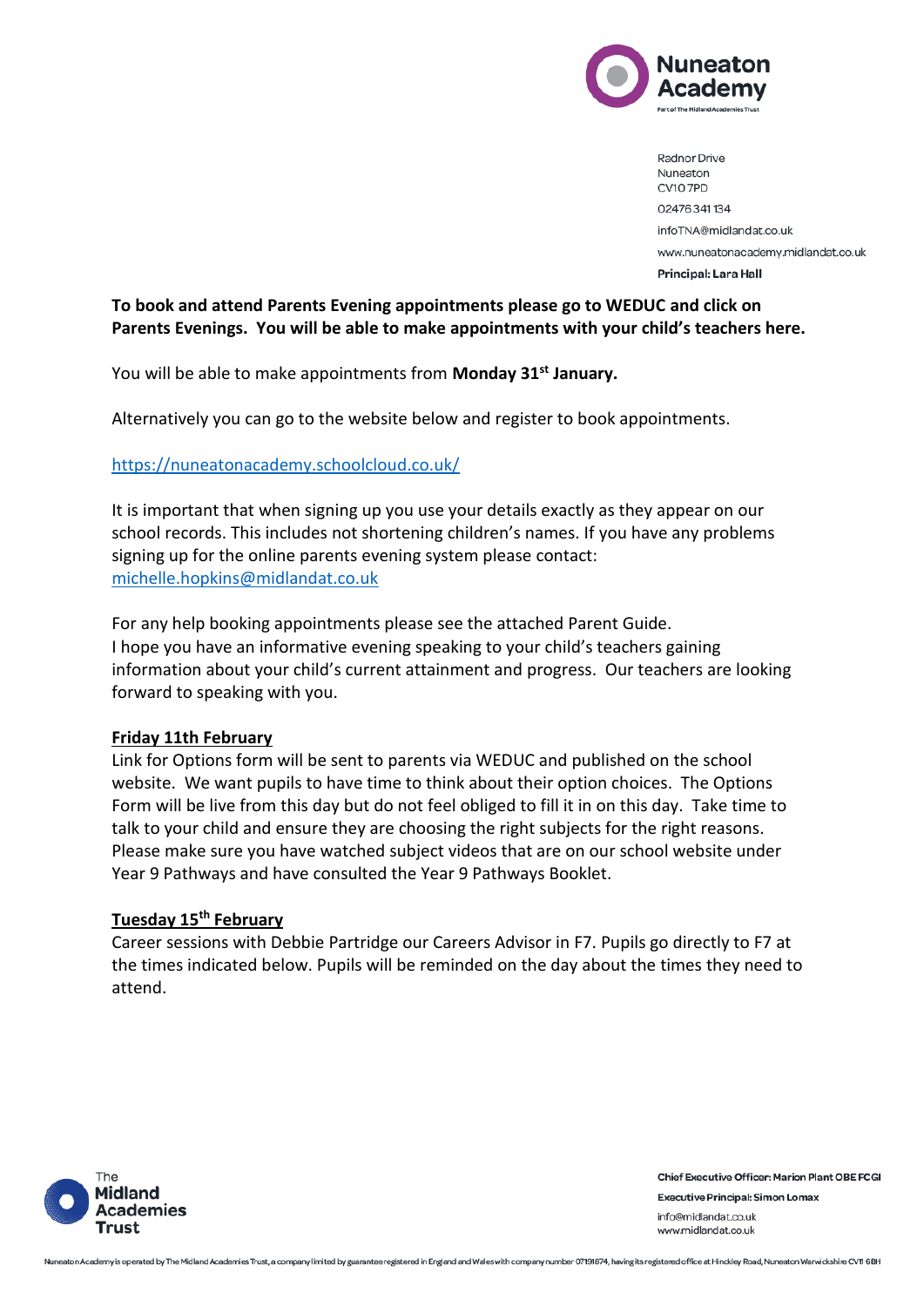**To book and attend Parents Evening appointments please go to WEDUC and click on Parents Evenings. You will be able to make appointments with your child's teachers here.**

You will be able to make appointments from **Monday 31st January.**

Alternatively you can go to the website below and register to book appointments.

https://nuneatonacademy.schoolcloud.co.uk/

It is important that when signing up you use your details exactly as they appear on our school records. This includes not shortening children's names. If you have any problems signing up for the online parents evening system please contact: michelle.hopkins@midlandat.co.uk

For any help booking appointments please see the attached Parent Guide.
I hope you have an informative evening speaking to your child's teachers gaining information about your child's current attainment and progress. Our teachers are looking forward to speaking with you.

**Friday 11th February**

Link for Options form will be sent to parents via WEDUC and published on the school website. We want pupils to have time to think about their option choices. The Options Form will be live from this day but do not feel obliged to fill it in on this day. Take time to talk to your child and ensure they are choosing the right subjects for the right reasons. Please make sure you have watched subject videos that are on our school website under Year 9 Pathways and have consulted the Year 9 Pathways Booklet.

**Tuesday 15th February**

Career sessions with Debbie Partridge our Careers Advisor in F7. Pupils go directly to F7 at the times indicated below. Pupils will be reminded on the day about the times they need to attend.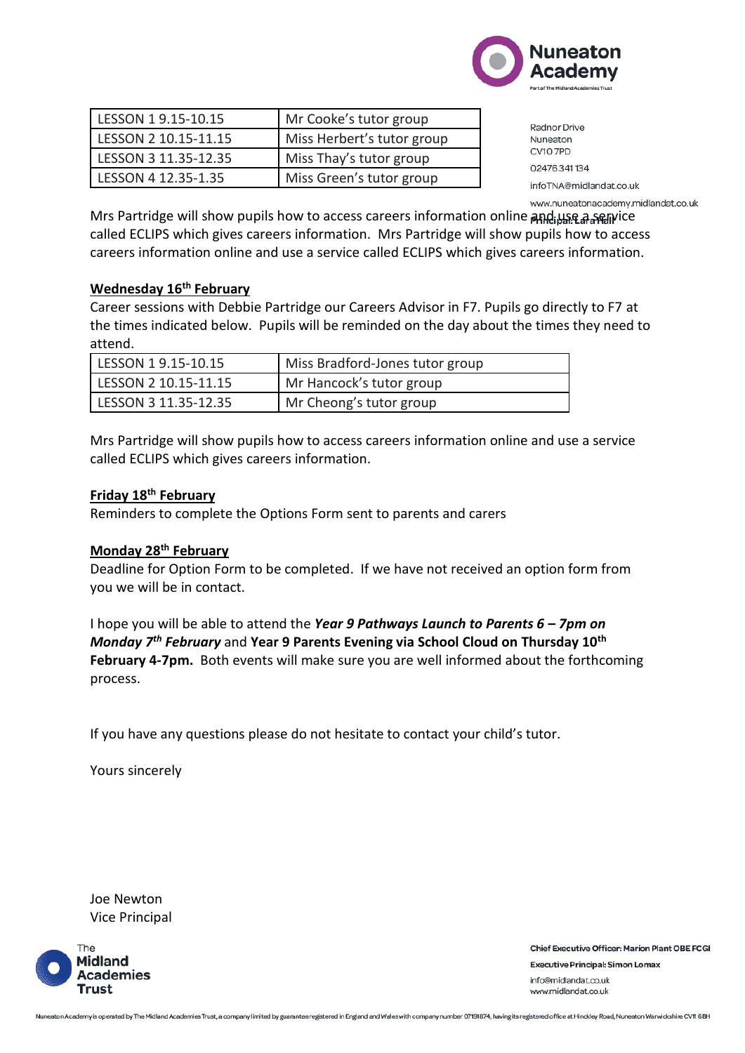| | |
|---|---|
| LESSON 1 9.15-10.15 | Mr Cooke's tutor group |
| LESSON 2 10.15-11.15 | Miss Herbert's tutor group |
| LESSON 3 11.35-12.35 | Miss Thay's tutor group |
| LESSON 4 12.35-1.35 | Miss Green's tutor group |

Radnor Drive
Nuneaton
CV10 7PD
02476 341 134
infoTNA@midlandat.co.uk
www.nuneatonacademy.midlandat.co.uk
Principal: Lara Hall

Mrs Partridge will show pupils how to access careers information online and use a service called ECLIPS which gives careers information. Mrs Partridge will show pupils how to access careers information online and use a service called ECLIPS which gives careers information.

**Wednesday 16th February**

Career sessions with Debbie Partridge our Careers Advisor in F7. Pupils go directly to F7 at the times indicated below. Pupils will be reminded on the day about the times they need to attend.

| | |
|---|---|
| LESSON 1 9.15-10.15 | Miss Bradford-Jones tutor group |
| LESSON 2 10.15-11.15 | Mr Hancock's tutor group |
| LESSON 3 11.35-12.35 | Mr Cheong's tutor group |

Mrs Partridge will show pupils how to access careers information online and use a service called ECLIPS which gives careers information.

**Friday 18th February**

Reminders to complete the Options Form sent to parents and carers

**Monday 28th February**

Deadline for Option Form to be completed. If we have not received an option form from you we will be in contact.

I hope you will be able to attend the ***Year 9 Pathways Launch to Parents 6 – 7pm on Monday 7th February*** and **Year 9 Parents Evening via School Cloud on Thursday 10th February 4-7pm.** Both events will make sure you are well informed about the forthcoming process.

If you have any questions please do not hesitate to contact your child's tutor.

Yours sincerely

Joe Newton
Vice Principal

Chief Executive Officer: Marion Plant OBE FCGI
Executive Principal: Simon Lomax
info@midlandat.co.uk
www.midlandat.co.uk

Nuneaton Academy is operated by The Midland Academies Trust, a company limited by guarantee registered in England and Wales with company number 07191674, having its registered office at Hinckley Road, Nuneaton Warwickshire CV11 6BH